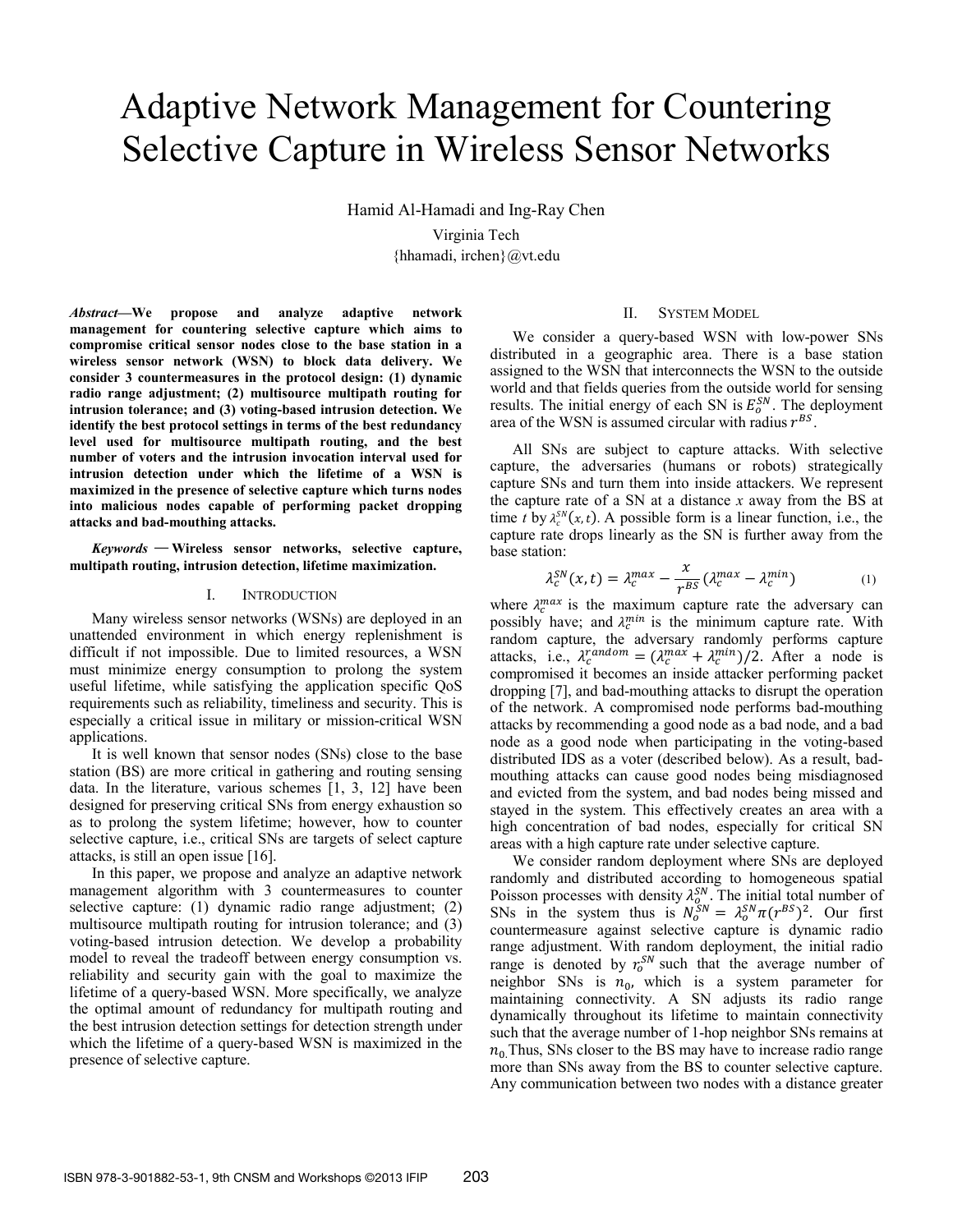# Adaptive Network Management for Countering Selective Capture in Wireless Sensor Networks

Hamid Al-Hamadi and Ing-Ray Chen

Virginia Tech

{hhamadi, irchen}@vt.edu

***Abstract*—We propose and analyze adaptive network management for countering selective capture which aims to compromise critical sensor nodes close to the base station in a wireless sensor network (WSN) to block data delivery. We consider 3 countermeasures in the protocol design: (1) dynamic radio range adjustment; (2) multisource multipath routing for intrusion tolerance; and (3) voting-based intrusion detection. We identify the best protocol settings in terms of the best redundancy level used for multisource multipath routing, and the best number of voters and the intrusion invocation interval used for intrusion detection under which the lifetime of a WSN is maximized in the presence of selective capture which turns nodes into malicious nodes capable of performing packet dropping attacks and bad-mouthing attacks.**

***Keywords* — Wireless sensor networks, selective capture, multipath routing, intrusion detection, lifetime maximization.**

## I. INTRODUCTION

Many wireless sensor networks (WSNs) are deployed in an unattended environment in which energy replenishment is difficult if not impossible. Due to limited resources, a WSN must minimize energy consumption to prolong the system useful lifetime, while satisfying the application specific QoS requirements such as reliability, timeliness and security. This is especially a critical issue in military or mission-critical WSN applications.

It is well known that sensor nodes (SNs) close to the base station (BS) are more critical in gathering and routing sensing data. In the literature, various schemes [1, 3, 12] have been designed for preserving critical SNs from energy exhaustion so as to prolong the system lifetime; however, how to counter selective capture, i.e., critical SNs are targets of select capture attacks, is still an open issue [16].

In this paper, we propose and analyze an adaptive network management algorithm with 3 countermeasures to counter selective capture: (1) dynamic radio range adjustment; (2) multisource multipath routing for intrusion tolerance; and (3) voting-based intrusion detection. We develop a probability model to reveal the tradeoff between energy consumption vs. reliability and security gain with the goal to maximize the lifetime of a query-based WSN. More specifically, we analyze the optimal amount of redundancy for multipath routing and the best intrusion detection settings for detection strength under which the lifetime of a query-based WSN is maximized in the presence of selective capture.

## II. SYSTEM MODEL

We consider a query-based WSN with low-power SNs distributed in a geographic area. There is a base station assigned to the WSN that interconnects the WSN to the outside world and that fields queries from the outside world for sensing results. The initial energy of each SN is $E_o^{SN}$. The deployment area of the WSN is assumed circular with radius $r^{BS}$.

All SNs are subject to capture attacks. With selective capture, the adversaries (humans or robots) strategically capture SNs and turn them into inside attackers. We represent the capture rate of a SN at a distance *x* away from the BS at time *t* by $\lambda_c^{SN}(x,t)$. A possible form is a linear function, i.e., the capture rate drops linearly as the SN is further away from the base station:

$$\lambda_c^{SN}(x,t) = \lambda_c^{max} - \frac{x}{r^{BS}}(\lambda_c^{max} - \lambda_c^{min}) \tag{1}$$

where $\lambda_c^{max}$ is the maximum capture rate the adversary can possibly have; and $\lambda_c^{min}$ is the minimum capture rate. With random capture, the adversary randomly performs capture attacks, i.e., $\lambda_c^{random} = (\lambda_c^{max} + \lambda_c^{min})/2$. After a node is compromised it becomes an inside attacker performing packet dropping [7], and bad-mouthing attacks to disrupt the operation of the network. A compromised node performs bad-mouthing attacks by recommending a good node as a bad node, and a bad node as a good node when participating in the voting-based distributed IDS as a voter (described below). As a result, bad-mouthing attacks can cause good nodes being misdiagnosed and evicted from the system, and bad nodes being missed and stayed in the system. This effectively creates an area with a high concentration of bad nodes, especially for critical SN areas with a high capture rate under selective capture.

We consider random deployment where SNs are deployed randomly and distributed according to homogeneous spatial Poisson processes with density $\lambda_o^{SN}$. The initial total number of SNs in the system thus is $N_o^{SN} = \lambda_o^{SN}\pi(r^{BS})^2$. Our first countermeasure against selective capture is dynamic radio range adjustment. With random deployment, the initial radio range is denoted by $r_o^{SN}$ such that the average number of neighbor SNs is $n_0$, which is a system parameter for maintaining connectivity. A SN adjusts its radio range dynamically throughout its lifetime to maintain connectivity such that the average number of 1-hop neighbor SNs remains at $n_0$. Thus, SNs closer to the BS may have to increase radio range more than SNs away from the BS to counter selective capture. Any communication between two nodes with a distance greater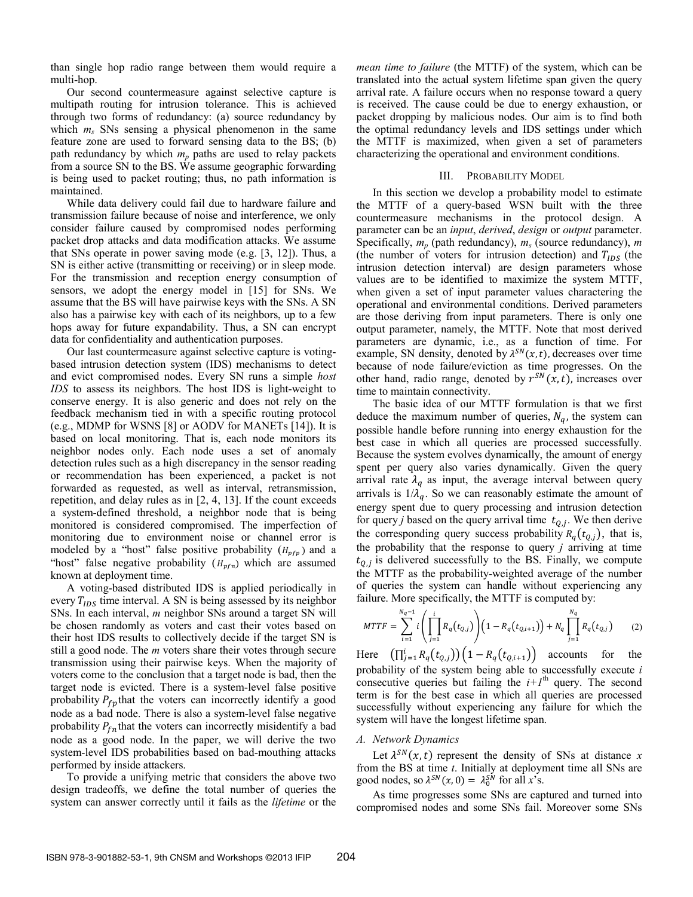than single hop radio range between them would require a multi-hop.

Our second countermeasure against selective capture is multipath routing for intrusion tolerance. This is achieved through two forms of redundancy: (a) source redundancy by which $m_s$ SNs sensing a physical phenomenon in the same feature zone are used to forward sensing data to the BS; (b) path redundancy by which $m_p$ paths are used to relay packets from a source SN to the BS. We assume geographic forwarding is being used to packet routing; thus, no path information is maintained.

While data delivery could fail due to hardware failure and transmission failure because of noise and interference, we only consider failure caused by compromised nodes performing packet drop attacks and data modification attacks. We assume that SNs operate in power saving mode (e.g. [3, 12]). Thus, a SN is either active (transmitting or receiving) or in sleep mode. For the transmission and reception energy consumption of sensors, we adopt the energy model in [15] for SNs. We assume that the BS will have pairwise keys with the SNs. A SN also has a pairwise key with each of its neighbors, up to a few hops away for future expandability. Thus, a SN can encrypt data for confidentiality and authentication purposes.

Our last countermeasure against selective capture is voting-based intrusion detection system (IDS) mechanisms to detect and evict compromised nodes. Every SN runs a simple *host IDS* to assess its neighbors. The host IDS is light-weight to conserve energy. It is also generic and does not rely on the feedback mechanism tied in with a specific routing protocol (e.g., MDMP for WSNS [8] or AODV for MANETs [14]). It is based on local monitoring. That is, each node monitors its neighbor nodes only. Each node uses a set of anomaly detection rules such as a high discrepancy in the sensor reading or recommendation has been experienced, a packet is not forwarded as requested, as well as interval, retransmission, repetition, and delay rules as in [2, 4, 13]. If the count exceeds a system-defined threshold, a neighbor node that is being monitored is considered compromised. The imperfection of monitoring due to environment noise or channel error is modeled by a "host" false positive probability ($H_{pfp}$) and a "host" false negative probability ($H_{pfn}$) which are assumed known at deployment time.

A voting-based distributed IDS is applied periodically in every $T_{IDS}$ time interval. A SN is being assessed by its neighbor SNs. In each interval, $m$ neighbor SNs around a target SN will be chosen randomly as voters and cast their votes based on their host IDS results to collectively decide if the target SN is still a good node. The $m$ voters share their votes through secure transmission using their pairwise keys. When the majority of voters come to the conclusion that a target node is bad, then the target node is evicted. There is a system-level false positive probability $P_{fp}$ that the voters can incorrectly identify a good node as a bad node. There is also a system-level false negative probability $P_{fn}$ that the voters can incorrectly misidentify a bad node as a good node. In the paper, we will derive the two system-level IDS probabilities based on bad-mouthing attacks performed by inside attackers.

To provide a unifying metric that considers the above two design tradeoffs, we define the total number of queries the system can answer correctly until it fails as the *lifetime* or the *mean time to failure* (the MTTF) of the system, which can be translated into the actual system lifetime span given the query arrival rate. A failure occurs when no response toward a query is received. The cause could be due to energy exhaustion, or packet dropping by malicious nodes. Our aim is to find both the optimal redundancy levels and IDS settings under which the MTTF is maximized, when given a set of parameters characterizing the operational and environment conditions.

## III. PROBABILITY MODEL

In this section we develop a probability model to estimate the MTTF of a query-based WSN built with the three countermeasure mechanisms in the protocol design. A parameter can be an *input*, *derived*, *design* or *output* parameter. Specifically, $m_p$ (path redundancy), $m_s$ (source redundancy), $m$ (the number of voters for intrusion detection) and $T_{IDS}$ (the intrusion detection interval) are design parameters whose values are to be identified to maximize the system MTTF, when given a set of input parameter values charactering the operational and environmental conditions. Derived parameters are those deriving from input parameters. There is only one output parameter, namely, the MTTF. Note that most derived parameters are dynamic, i.e., as a function of time. For example, SN density, denoted by $\lambda^{SN}(x,t)$, decreases over time because of node failure/eviction as time progresses. On the other hand, radio range, denoted by $r^{SN}(x,t)$, increases over time to maintain connectivity.

The basic idea of our MTTF formulation is that we first deduce the maximum number of queries, $N_q$, the system can possible handle before running into energy exhaustion for the best case in which all queries are processed successfully. Because the system evolves dynamically, the amount of energy spent per query also varies dynamically. Given the query arrival rate $\lambda_q$ as input, the average interval between query arrivals is $1/\lambda_q$. So we can reasonably estimate the amount of energy spent due to query processing and intrusion detection for query $j$ based on the query arrival time $t_{Q,j}$. We then derive the corresponding query success probability $R_q(t_{Q,j})$, that is, the probability that the response to query $j$ arriving at time $t_{Q,j}$ is delivered successfully to the BS. Finally, we compute the MTTF as the probability-weighted average of the number of queries the system can handle without experiencing any failure. More specifically, the MTTF is computed by:

$$MTTF = \sum_{i=1}^{N_q-1} i\left(\prod_{j=1}^{i} R_q(t_{Q,j})\right)\left(1 - R_q(t_{Q,i+1})\right) + N_q \prod_{j=1}^{N_q} R_q(t_{Q,j}) \qquad (2)$$

Here $\left(\prod_{j=1}^{i} R_q(t_{Q,j})\right)\left(1 - R_q(t_{Q,i+1})\right)$ accounts for the probability of the system being able to successfully execute $i$ consecutive queries but failing the $i+1$th query. The second term is for the best case in which all queries are processed successfully without experiencing any failure for which the system will have the longest lifetime span.

### A. Network Dynamics

Let $\lambda^{SN}(x,t)$ represent the density of SNs at distance $x$ from the BS at time $t$. Initially at deployment time all SNs are good nodes, so $\lambda^{SN}(x,0) = \lambda_0^{SN}$ for all $x$'s.

As time progresses some SNs are captured and turned into compromised nodes and some SNs fail. Moreover some SNs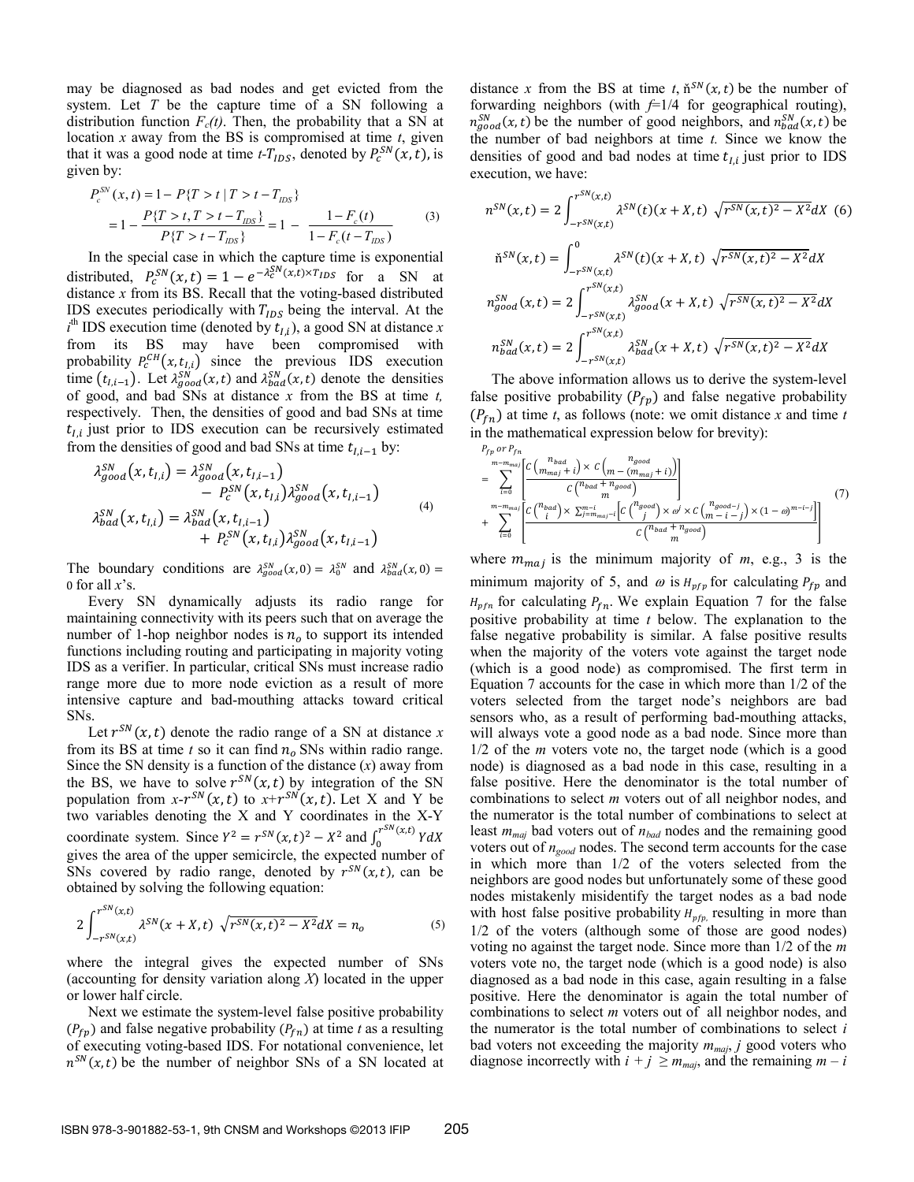may be diagnosed as bad nodes and get evicted from the system. Let $T$ be the capture time of a SN following a distribution function $F_c(t)$. Then, the probability that a SN at location $x$ away from the BS is compromised at time $t$, given that it was a good node at time $t$-$T_{IDS}$, denoted by $P_c^{SN}(x,t)$, is given by:

$$
\begin{aligned}
P_c^{SN}(x,t) &= 1 - P\{T > t \mid T > t - T_{IDS}\} \\
&= 1 - \frac{P\{T > t, T > t - T_{IDS}\}}{P\{T > t - T_{IDS}\}} = 1 - \frac{1 - F_c(t)}{1 - F_c(t - T_{IDS})}
\end{aligned} \tag{3}
$$

In the special case in which the capture time is exponential distributed, $P_c^{SN}(x,t) = 1 - e^{-\lambda_c^{SN}(x,t) \times T_{IDS}}$ for a SN at distance $x$ from its BS. Recall that the voting-based distributed IDS executes periodically with $T_{IDS}$ being the interval. At the $i^{th}$ IDS execution time (denoted by $t_{I,i}$), a good SN at distance $x$ from its BS may have been compromised with probability $P_c^{CH}(x, t_{I,i})$ since the previous IDS execution time $(t_{I,i-1})$. Let $\lambda_{good}^{SN}(x,t)$ and $\lambda_{bad}^{SN}(x,t)$ denote the densities of good, and bad SNs at distance $x$ from the BS at time $t$, respectively. Then, the densities of good and bad SNs at time $t_{I,i}$ just prior to IDS execution can be recursively estimated from the densities of good and bad SNs at time $t_{I,i-1}$ by:

$$
\begin{aligned}
\lambda_{good}^{SN}(x, t_{I,i}) &= \lambda_{good}^{SN}(x, t_{I,i-1}) \\
&\quad - P_c^{SN}(x, t_{I,i}) \lambda_{good}^{SN}(x, t_{I,i-1}) \\
\lambda_{bad}^{SN}(x, t_{I,i}) &= \lambda_{bad}^{SN}(x, t_{I,i-1}) \\
&\quad + P_c^{SN}(x, t_{I,i}) \lambda_{good}^{SN}(x, t_{I,i-1})
\end{aligned} \tag{4}
$$

The boundary conditions are $\lambda_{good}^{SN}(x, 0) = \lambda_0^{SN}$ and $\lambda_{bad}^{SN}(x, 0) = 0$ for all $x$'s.

Every SN dynamically adjusts its radio range for maintaining connectivity with its peers such that on average the number of 1-hop neighbor nodes is $n_o$ to support its intended functions including routing and participating in majority voting IDS as a verifier. In particular, critical SNs must increase radio range more due to more node eviction as a result of more intensive capture and bad-mouthing attacks toward critical SNs.

Let $r^{SN}(x,t)$ denote the radio range of a SN at distance $x$ from its BS at time $t$ so it can find $n_o$ SNs within radio range. Since the SN density is a function of the distance ($x$) away from the BS, we have to solve $r^{SN}(x,t)$ by integration of the SN population from $x$-$r^{SN}(x,t)$ to $x$+$r^{SN}(x,t)$. Let X and Y be two variables denoting the X and Y coordinates in the X-Y coordinate system. Since $Y^2 = r^{SN}(x,t)^2 - X^2$ and $\int_0^{r^{SN}(x,t)} Y dX$ gives the area of the upper semicircle, the expected number of SNs covered by radio range, denoted by $r^{SN}(x,t)$, can be obtained by solving the following equation:

$$
2\int_{-r^{SN}(x,t)}^{r^{SN}(x,t)} \lambda^{SN}(x + X, t) \sqrt{r^{SN}(x,t)^2 - X^2} dX = n_o \tag{5}
$$

where the integral gives the expected number of SNs (accounting for density variation along $X$) located in the upper or lower half circle.

Next we estimate the system-level false positive probability ($P_{fp}$) and false negative probability ($P_{fn}$) at time $t$ as a resulting of executing voting-based IDS. For notational convenience, let $n^{SN}(x,t)$ be the number of neighbor SNs of a SN located at distance $x$ from the BS at time $t$, $\check{n}^{SN}(x,t)$ be the number of forwarding neighbors (with $f$=1/4 for geographical routing), $n_{good}^{SN}(x,t)$ be the number of good neighbors, and $n_{bad}^{SN}(x,t)$ be the number of bad neighbors at time $t$. Since we know the densities of good and bad nodes at time $t_{I,i}$ just prior to IDS execution, we have:

$$
n^{SN}(x,t) = 2\int_{-r^{SN}(x,t)}^{r^{SN}(x,t)} \lambda^{SN}(t)(x + X, t) \sqrt{r^{SN}(x,t)^2 - X^2} dX \tag{6}
$$

$$
\check{n}^{SN}(x,t) = \int_{-r^{SN}(x,t)}^{0} \lambda^{SN}(t)(x + X, t) \sqrt{r^{SN}(x,t)^2 - X^2} dX
$$

$$
n_{good}^{SN}(x,t) = 2\int_{-r^{SN}(x,t)}^{r^{SN}(x,t)} \lambda_{good}^{SN}(x + X, t) \sqrt{r^{SN}(x,t)^2 - X^2} dX
$$

$$
n_{bad}^{SN}(x,t) = 2\int_{-r^{SN}(x,t)}^{r^{SN}(x,t)} \lambda_{bad}^{SN}(x + X, t) \sqrt{r^{SN}(x,t)^2 - X^2} dX
$$

The above information allows us to derive the system-level false positive probability ($P_{fp}$) and false negative probability ($P_{fn}$) at time $t$, as follows (note: we omit distance $x$ and time $t$ in the mathematical expression below for brevity):

$$
\begin{aligned}
&P_{fp} \text{ or } P_{fn} \\
&= \sum_{i=0}^{m-m_{maj}} \left[ \frac{C\binom{n_{bad}}{m_{maj}+i} \times C\binom{n_{good}}{m-(m_{maj}+i)}}{C\binom{n_{bad}+n_{good}}{m}} \right] \\
&+ \sum_{i=0}^{m-m_{maj}} \left[ \frac{C\binom{n_{bad}}{i} \times \sum_{j=m_{maj}-i}^{m-i} \left[ C\binom{n_{good}}{j} \times \omega^j \times C\binom{n_{good}-j}{m-i-j} \times (1-\omega)^{m-i-j} \right]}{C\binom{n_{bad}+n_{good}}{m}} \right]
\end{aligned} \tag{7}
$$

where $m_{maj}$ is the minimum majority of $m$, e.g., 3 is the minimum majority of 5, and $\omega$ is $H_{pfp}$ for calculating $P_{fp}$ and $H_{pfn}$ for calculating $P_{fn}$. We explain Equation 7 for the false positive probability at time $t$ below. The explanation to the false negative probability is similar. A false positive results when the majority of the voters vote against the target node (which is a good node) as compromised. The first term in Equation 7 accounts for the case in which more than 1/2 of the voters selected from the target node's neighbors are bad sensors who, as a result of performing bad-mouthing attacks, will always vote a good node as a bad node. Since more than 1/2 of the $m$ voters vote no, the target node (which is a good node) is diagnosed as a bad node in this case, resulting in a false positive. Here the denominator is the total number of combinations to select $m$ voters out of all neighbor nodes, and the numerator is the total number of combinations to select at least $m_{maj}$ bad voters out of $n_{bad}$ nodes and the remaining good voters out of $n_{good}$ nodes. The second term accounts for the case in which more than 1/2 of the voters selected from the neighbors are good nodes but unfortunately some of these good nodes mistakenly misidentify the target nodes as a bad node with host false positive probability $H_{pfp}$, resulting in more than 1/2 of the voters (although some of those are good nodes) voting no against the target node. Since more than 1/2 of the $m$ voters vote no, the target node (which is a good node) is also diagnosed as a bad node in this case, again resulting in a false positive. Here the denominator is again the total number of combinations to select $m$ voters out of all neighbor nodes, and the numerator is the total number of combinations to select $i$ bad voters not exceeding the majority $m_{maj}$, $j$ good voters who diagnose incorrectly with $i + j \geq m_{maj}$, and the remaining $m - i$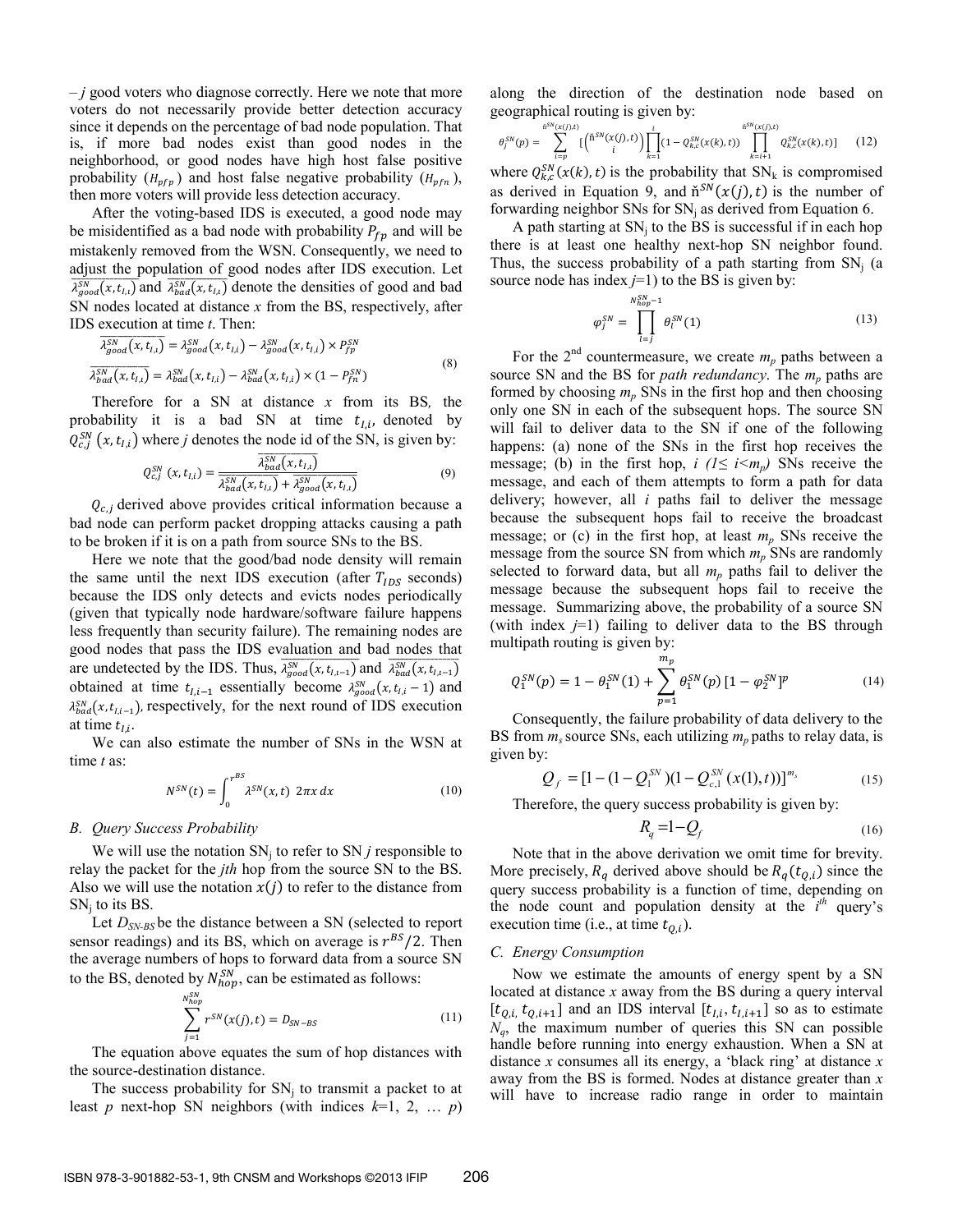– $j$ good voters who diagnose correctly. Here we note that more voters do not necessarily provide better detection accuracy since it depends on the percentage of bad node population. That is, if more bad nodes exist than good nodes in the neighborhood, or good nodes have high host false positive probability ($H_{pfp}$) and host false negative probability ($H_{pfn}$), then more voters will provide less detection accuracy.

After the voting-based IDS is executed, a good node may be misidentified as a bad node with probability $P_{fp}$ and will be mistakenly removed from the WSN. Consequently, we need to adjust the population of good nodes after IDS execution. Let $\overline{\lambda_{good}^{SN}(x,t_{I,t})}$ and $\overline{\lambda_{bad}^{SN}(x,t_{I,t})}$ denote the densities of good and bad SN nodes located at distance $x$ from the BS, respectively, after IDS execution at time $t$. Then:

$$\overline{\lambda_{good}^{SN}(x,t_{I,t})} = \lambda_{good}^{SN}(x,t_{I,i}) - \lambda_{good}^{SN}(x,t_{I,i}) \times P_{fp}^{SN}$$
$$\overline{\lambda_{bad}^{SN}(x,t_{I,t})} = \lambda_{bad}^{SN}(x,t_{I,i}) - \lambda_{bad}^{SN}(x,t_{I,i}) \times (1 - P_{fn}^{SN}) \tag{8}$$

Therefore for a SN at distance $x$ from its BS, the probability it is a bad SN at time $t_{I,i}$, denoted by $Q_{c,j}^{SN}(x,t_{I,i})$ where $j$ denotes the node id of the SN, is given by:

$$Q_{c,j}^{SN}(x,t_{I,i}) = \frac{\overline{\lambda_{bad}^{SN}(x,t_{I,t})}}{\overline{\lambda_{bad}^{SN}(x,t_{I,t})} + \overline{\lambda_{good}^{SN}(x,t_{I,t})}} \tag{9}$$

$Q_{c,j}$ derived above provides critical information because a bad node can perform packet dropping attacks causing a path to be broken if it is on a path from source SNs to the BS.

Here we note that the good/bad node density will remain the same until the next IDS execution (after $T_{IDS}$ seconds) because the IDS only detects and evicts nodes periodically (given that typically node hardware/software failure happens less frequently than security failure). The remaining nodes are good nodes that pass the IDS evaluation and bad nodes that are undetected by the IDS. Thus, $\overline{\lambda_{good}^{SN}(x,t_{I,t-1})}$ and $\overline{\lambda_{bad}^{SN}(x,t_{I,t-1})}$ obtained at time $t_{I,i-1}$ essentially become $\lambda_{good}^{SN}(x,t_{I,i}-1)$ and $\lambda_{bad}^{SN}(x,t_{I,i-1})$, respectively, for the next round of IDS execution at time $t_{I,i}$.

We can also estimate the number of SNs in the WSN at time $t$ as:

$$N^{SN}(t) = \int_0^{r^{BS}} \lambda^{SN}(x,t)\ 2\pi x\, dx \tag{10}$$

### B. Query Success Probability

We will use the notation $SN_j$ to refer to SN $j$ responsible to relay the packet for the $j$th hop from the source SN to the BS. Also we will use the notation $x(j)$ to refer to the distance from $SN_j$ to its BS.

Let $D_{SN\text{-}BS}$ be the distance between a SN (selected to report sensor readings) and its BS, which on average is $r^{BS}/2$. Then the average numbers of hops to forward data from a source SN to the BS, denoted by $N_{hop}^{SN}$, can be estimated as follows:

$$\sum_{j=1}^{N_{hop}^{SN}} r^{SN}(x(j),t) = D_{SN-BS} \tag{11}$$

The equation above equates the sum of hop distances with the source-destination distance.

The success probability for $SN_j$ to transmit a packet to at least $p$ next-hop SN neighbors (with indices $k$=1, 2, … $p$) along the direction of the destination node based on geographical routing is given by:

$$\theta_j^{SN}(p) = \sum_{i=p}^{\check{n}^{SN}(x(j),t)} \left[ \binom{\check{n}^{SN}(x(j),t)}{i} \prod_{k=1}^{i} (1 - Q_{k,c}^{SN}(x(k),t)) \prod_{k=i+1}^{\check{n}^{SN}(x(j),t)} Q_{k,c}^{SN}(x(k),t) \right] \tag{12}$$

where $Q_{k,c}^{SN}(x(k),t)$ is the probability that $SN_k$ is compromised as derived in Equation 9, and $\check{n}^{SN}(x(j),t)$ is the number of forwarding neighbor SNs for $SN_j$ as derived from Equation 6.

A path starting at $SN_j$ to the BS is successful if in each hop there is at least one healthy next-hop SN neighbor found. Thus, the success probability of a path starting from $SN_j$ (a source node has index $j$=1) to the BS is given by:

$$\varphi_j^{SN} = \prod_{l=j}^{N_{hop}^{SN}-1} \theta_l^{SN}(1) \tag{13}$$

For the 2nd countermeasure, we create $m_p$ paths between a source SN and the BS for *path redundancy*. The $m_p$ paths are formed by choosing $m_p$ SNs in the first hop and then choosing only one SN in each of the subsequent hops. The source SN will fail to deliver data to the SN if one of the following happens: (a) none of the SNs in the first hop receives the message; (b) in the first hop, $i$ $(1 \le i < m_p)$ SNs receive the message, and each of them attempts to form a path for data delivery; however, all $i$ paths fail to deliver the message because the subsequent hops fail to receive the broadcast message; or (c) in the first hop, at least $m_p$ SNs receive the message from the source SN from which $m_p$ SNs are randomly selected to forward data, but all $m_p$ paths fail to deliver the message because the subsequent hops fail to receive the message. Summarizing above, the probability of a source SN (with index $j$=1) failing to deliver data to the BS through multipath routing is given by:

$$Q_1^{SN}(p) = 1 - \theta_1^{SN}(1) + \sum_{p=1}^{m_p} \theta_1^{SN}(p)\,[1 - \varphi_2^{SN}]^p \tag{14}$$

Consequently, the failure probability of data delivery to the BS from $m_s$ source SNs, each utilizing $m_p$ paths to relay data, is given by:

$$Q_f = [1 - (1 - Q_1^{SN})(1 - Q_{c,1}^{SN}(x(1),t))]^{m_s} \tag{15}$$

Therefore, the query success probability is given by:

$$R_q = 1 - Q_f \tag{16}$$

Note that in the above derivation we omit time for brevity. More precisely, $R_q$ derived above should be $R_q(t_{Q,i})$ since the query success probability is a function of time, depending on the node count and population density at the $i^{th}$ query's execution time (i.e., at time $t_{Q,i}$).

### C. Energy Consumption

Now we estimate the amounts of energy spent by a SN located at distance $x$ away from the BS during a query interval $[t_{Q,i}, t_{Q,i+1}]$ and an IDS interval $[t_{I,i}, t_{I,i+1}]$ so as to estimate $N_q$, the maximum number of queries this SN can possible handle before running into energy exhaustion. When a SN at distance $x$ consumes all its energy, a 'black ring' at distance $x$ away from the BS is formed. Nodes at distance greater than $x$ will have to increase radio range in order to maintain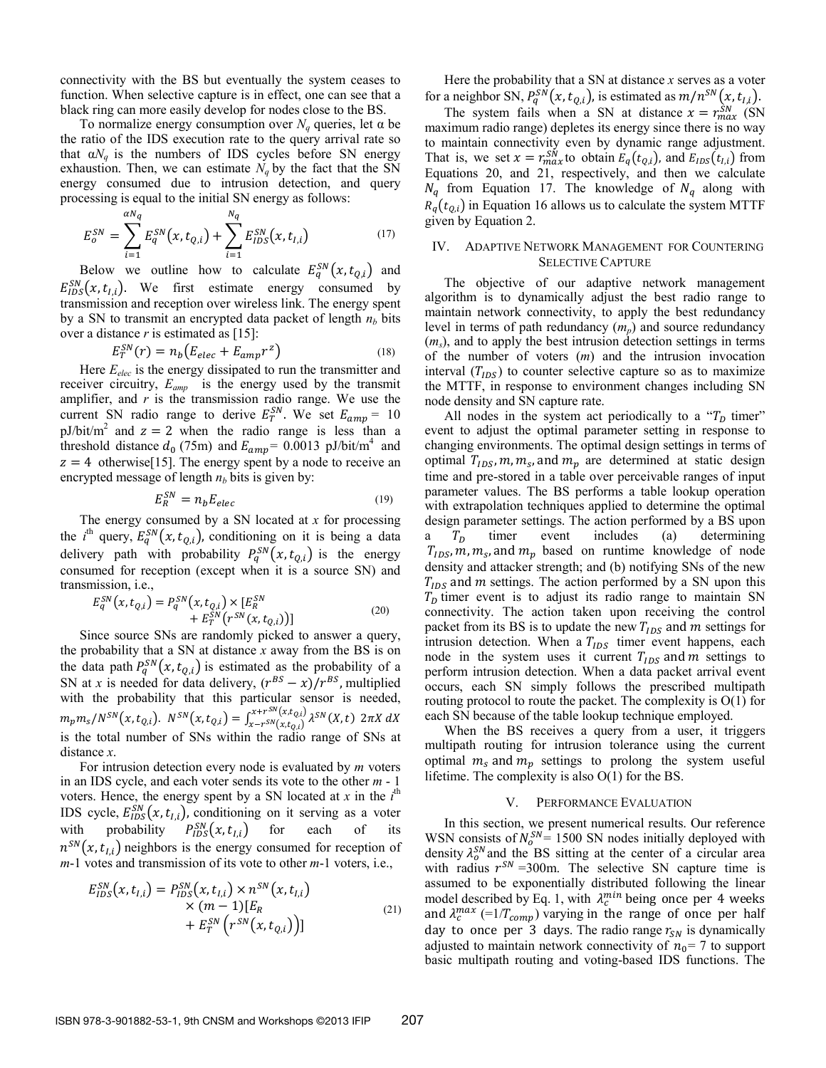connectivity with the BS but eventually the system ceases to function. When selective capture is in effect, one can see that a black ring can more easily develop for nodes close to the BS.

To normalize energy consumption over $N_q$ queries, let α be the ratio of the IDS execution rate to the query arrival rate so that $\alpha N_q$ is the numbers of IDS cycles before SN energy exhaustion. Then, we can estimate $N_q$ by the fact that the SN energy consumed due to intrusion detection, and query processing is equal to the initial SN energy as follows:

$$E_o^{SN} = \sum_{i=1}^{\alpha N_q} E_q^{SN}(x, t_{Q,i}) + \sum_{i=1}^{N_q} E_{IDS}^{SN}(x, t_{I,i}) \tag{17}$$

Below we outline how to calculate $E_q^{SN}(x, t_{Q,i})$ and $E_{IDS}^{SN}(x, t_{I,i})$. We first estimate energy consumed by transmission and reception over wireless link. The energy spent by a SN to transmit an encrypted data packet of length $n_b$ bits over a distance $r$ is estimated as [15]:

$$E_T^{SN}(r) = n_b(E_{elec} + E_{amp} r^z) \tag{18}$$

Here $E_{elec}$ is the energy dissipated to run the transmitter and receiver circuitry, $E_{amp}$ is the energy used by the transmit amplifier, and $r$ is the transmission radio range. We use the current SN radio range to derive $E_T^{SN}$. We set $E_{amp} =$ 10 pJ/bit/m$^2$ and $z = 2$ when the radio range is less than a threshold distance $d_0$ (75m) and $E_{amp} =$ 0.0013 pJ/bit/m$^4$ and $z = 4$ otherwise[15]. The energy spent by a node to receive an encrypted message of length $n_b$ bits is given by:

$$E_R^{SN} = n_b E_{elec} \tag{19}$$

The energy consumed by a SN located at $x$ for processing the $i^{\text{th}}$ query, $E_q^{SN}(x, t_{Q,i})$, conditioning on it is being a data delivery path with probability $P_q^{SN}(x, t_{Q,i})$ is the energy consumed for reception (except when it is a source SN) and transmission, i.e.,

$$E_q^{SN}(x, t_{Q,i}) = P_q^{SN}(x, t_{Q,i}) \times [E_R^{SN} + E_T^{SN}(r^{SN}(x, t_{Q,i}))] \tag{20}$$

Since source SNs are randomly picked to answer a query, the probability that a SN at distance $x$ away from the BS is on the data path $P_q^{SN}(x, t_{Q,i})$ is estimated as the probability of a SN at $x$ is needed for data delivery, $(r^{BS} - x)/r^{BS}$, multiplied with the probability that this particular sensor is needed, $m_p m_s / N^{SN}(x, t_{Q,i})$. $N^{SN}(x, t_{Q,i}) = \int_{x-r^{SN}(x,t_{Q,i})}^{x+r^{SN}(x,t_{Q,i})} \lambda^{SN}(X, t)\ 2\pi X\ dX$ is the total number of SNs within the radio range of SNs at distance $x$.

For intrusion detection every node is evaluated by $m$ voters in an IDS cycle, and each voter sends its vote to the other $m$ - 1 voters. Hence, the energy spent by a SN located at $x$ in the $i^{\text{th}}$ IDS cycle, $E_{IDS}^{SN}(x, t_{I,i})$, conditioning on it serving as a voter with probability $P_{IDS}^{SN}(x, t_{I,i})$ for each of its $n^{SN}(x, t_{I,i})$ neighbors is the energy consumed for reception of $m$-1 votes and transmission of its vote to other $m$-1 voters, i.e.,

$$E_{IDS}^{SN}(x, t_{I,i}) = P_{IDS}^{SN}(x, t_{I,i}) \times n^{SN}(x, t_{I,i}) \times (m-1)[E_R + E_T^{SN}(r^{SN}(x, t_{Q,i}))] \tag{21}$$

Here the probability that a SN at distance $x$ serves as a voter for a neighbor SN, $P_q^{SN}(x, t_{Q,i})$, is estimated as $m/n^{SN}(x, t_{I,i})$.

The system fails when a SN at distance $x = r_{max}^{SN}$ (SN maximum radio range) depletes its energy since there is no way to maintain connectivity even by dynamic range adjustment. That is, we set $x = r_{max}^{SN}$ to obtain $E_q(t_{Q,i})$, and $E_{IDS}(t_{I,i})$ from Equations 20, and 21, respectively, and then we calculate $N_q$ from Equation 17. The knowledge of $N_q$ along with $R_q(t_{Q,i})$ in Equation 16 allows us to calculate the system MTTF given by Equation 2.

## IV. Adaptive Network Management for Countering Selective Capture

The objective of our adaptive network management algorithm is to dynamically adjust the best radio range to maintain network connectivity, to apply the best redundancy level in terms of path redundancy ($m_p$) and source redundancy ($m_s$), and to apply the best intrusion detection settings in terms of the number of voters ($m$) and the intrusion invocation interval ($T_{IDS}$) to counter selective capture so as to maximize the MTTF, in response to environment changes including SN node density and SN capture rate.

All nodes in the system act periodically to a "$T_D$ timer" event to adjust the optimal parameter setting in response to changing environments. The optimal design settings in terms of optimal $T_{IDS}, m, m_s$, and $m_p$ are determined at static design time and pre-stored in a table over perceivable ranges of input parameter values. The BS performs a table lookup operation with extrapolation techniques applied to determine the optimal design parameter settings. The action performed by a BS upon a $T_D$ timer event includes (a) determining $T_{IDS}, m, m_s$, and $m_p$ based on runtime knowledge of node density and attacker strength; and (b) notifying SNs of the new $T_{IDS}$ and $m$ settings. The action performed by a SN upon this $T_D$ timer event is to adjust its radio range to maintain SN connectivity. The action taken upon receiving the control packet from its BS is to update the new $T_{IDS}$ and $m$ settings for intrusion detection. When a $T_{IDS}$ timer event happens, each node in the system uses it current $T_{IDS}$ and $m$ settings to perform intrusion detection. When a data packet arrival event occurs, each SN simply follows the prescribed multipath routing protocol to route the packet. The complexity is O(1) for each SN because of the table lookup technique employed.

When the BS receives a query from a user, it triggers multipath routing for intrusion tolerance using the current optimal $m_s$ and $m_p$ settings to prolong the system useful lifetime. The complexity is also O(1) for the BS.

## V. Performance Evaluation

In this section, we present numerical results. Our reference WSN consists of $N_o^{SN}$= 1500 SN nodes initially deployed with density $\lambda_o^{SN}$ and the BS sitting at the center of a circular area with radius $r^{SN}$ =300m. The selective SN capture time is assumed to be exponentially distributed following the linear model described by Eq. 1, with $\lambda_c^{min}$ being once per 4 weeks and $\lambda_c^{max}$ (=1/$T_{comp}$) varying in the range of once per half day to once per 3 days. The radio range $r_{SN}$ is dynamically adjusted to maintain network connectivity of $n_0$= 7 to support basic multipath routing and voting-based IDS functions. The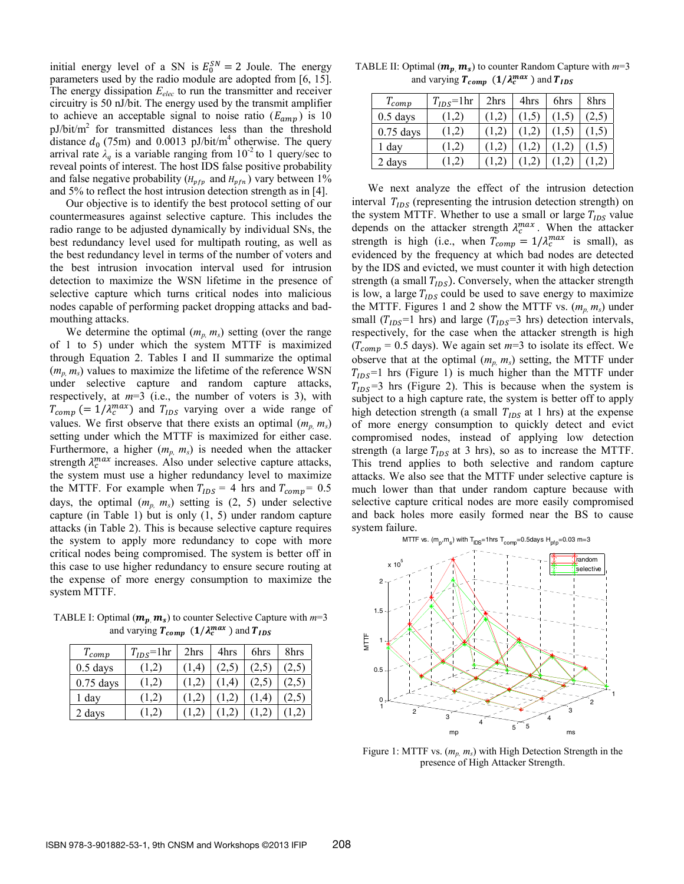initial energy level of a SN is $E_0^{SN} = 2$ Joule. The energy parameters used by the radio module are adopted from [6, 15]. The energy dissipation $E_{elec}$ to run the transmitter and receiver circuitry is 50 nJ/bit. The energy used by the transmit amplifier to achieve an acceptable signal to noise ratio ($E_{amp}$) is 10 pJ/bit/m$^2$ for transmitted distances less than the threshold distance $d_0$ (75m) and 0.0013 pJ/bit/m$^4$ otherwise. The query arrival rate $\lambda_q$ is a variable ranging from $10^{-2}$ to 1 query/sec to reveal points of interest. The host IDS false positive probability and false negative probability ($H_{pfp}$ and $H_{pfn}$) vary between 1% and 5% to reflect the host intrusion detection strength as in [4].

Our objective is to identify the best protocol setting of our countermeasures against selective capture. This includes the radio range to be adjusted dynamically by individual SNs, the best redundancy level used for multipath routing, as well as the best redundancy level in terms of the number of voters and the best intrusion invocation interval used for intrusion detection to maximize the WSN lifetime in the presence of selective capture which turns critical nodes into malicious nodes capable of performing packet dropping attacks and bad-mouthing attacks.

We determine the optimal ($m_p$, $m_s$) setting (over the range of 1 to 5) under which the system MTTF is maximized through Equation 2. Tables I and II summarize the optimal ($m_p$, $m_s$) values to maximize the lifetime of the reference WSN under selective capture and random capture attacks, respectively, at $m$=3 (i.e., the number of voters is 3), with $T_{comp}$ ($= 1/\lambda_c^{max}$) and $T_{IDS}$ varying over a wide range of values. We first observe that there exists an optimal ($m_p$, $m_s$) setting under which the MTTF is maximized for either case. Furthermore, a higher ($m_p$, $m_s$) is needed when the attacker strength $\lambda_c^{max}$ increases. Also under selective capture attacks, the system must use a higher redundancy level to maximize the MTTF. For example when $T_{IDS}$ = 4 hrs and $T_{comp}$= 0.5 days, the optimal ($m_p$, $m_s$) setting is (2, 5) under selective capture (in Table 1) but is only (1, 5) under random capture attacks (in Table 2). This is because selective capture requires the system to apply more redundancy to cope with more critical nodes being compromised. The system is better off in this case to use higher redundancy to ensure secure routing at the expense of more energy consumption to maximize the system MTTF.

TABLE I: Optimal ($\boldsymbol{m_p}$, $\boldsymbol{m_s}$) to counter Selective Capture with $m$=3 and varying $\boldsymbol{T_{comp}}$ $(\boldsymbol{1/\lambda_c^{max}})$ and $\boldsymbol{T_{IDS}}$

| $T_{comp}$ | $T_{IDS}$=1hr | 2hrs | 4hrs | 6hrs | 8hrs |
|---|---|---|---|---|---|
| 0.5 days | (1,2) | (1,4) | (2,5) | (2,5) | (2,5) |
| 0.75 days | (1,2) | (1,2) | (1,4) | (2,5) | (2,5) |
| 1 day | (1,2) | (1,2) | (1,2) | (1,4) | (2,5) |
| 2 days | (1,2) | (1,2) | (1,2) | (1,2) | (1,2) |

TABLE II: Optimal ($\boldsymbol{m_p}$, $\boldsymbol{m_s}$) to counter Random Capture with $m$=3 and varying $\boldsymbol{T_{comp}}$ $(\boldsymbol{1/\lambda_c^{max}})$ and $\boldsymbol{T_{IDS}}$

| $T_{comp}$ | $T_{IDS}$=1hr | 2hrs | 4hrs | 6hrs | 8hrs |
|---|---|---|---|---|---|
| 0.5 days | (1,2) | (1,2) | (1,5) | (1,5) | (2,5) |
| 0.75 days | (1,2) | (1,2) | (1,2) | (1,5) | (1,5) |
| 1 day | (1,2) | (1,2) | (1,2) | (1,2) | (1,5) |
| 2 days | (1,2) | (1,2) | (1,2) | (1,2) | (1,2) |

We next analyze the effect of the intrusion detection interval $T_{IDS}$ (representing the intrusion detection strength) on the system MTTF. Whether to use a small or large $T_{IDS}$ value depends on the attacker strength $\lambda_c^{max}$. When the attacker strength is high (i.e., when $T_{comp} = 1/\lambda_c^{max}$ is small), as evidenced by the frequency at which bad nodes are detected by the IDS and evicted, we must counter it with high detection strength (a small $T_{IDS}$). Conversely, when the attacker strength is low, a large $T_{IDS}$ could be used to save energy to maximize the MTTF. Figures 1 and 2 show the MTTF vs. ($m_p$, $m_s$) under small ($T_{IDS}$=1 hrs) and large ($T_{IDS}$=3 hrs) detection intervals, respectively, for the case when the attacker strength is high ($T_{comp}$ = 0.5 days). We again set $m$=3 to isolate its effect. We observe that at the optimal ($m_p$, $m_s$) setting, the MTTF under $T_{IDS}$=1 hrs (Figure 1) is much higher than the MTTF under $T_{IDS}$=3 hrs (Figure 2). This is because when the system is subject to a high capture rate, the system is better off to apply high detection strength (a small $T_{IDS}$ at 1 hrs) at the expense of more energy consumption to quickly detect and evict compromised nodes, instead of applying low detection strength (a large $T_{IDS}$ at 3 hrs), so as to increase the MTTF. This trend applies to both selective and random capture attacks. We also see that the MTTF under selective capture is much lower than that under random capture because with selective capture critical nodes are more easily compromised and back holes more easily formed near the BS to cause system failure.

Figure 1: MTTF vs. ($m_p$, $m_s$) with High Detection Strength in the presence of High Attacker Strength.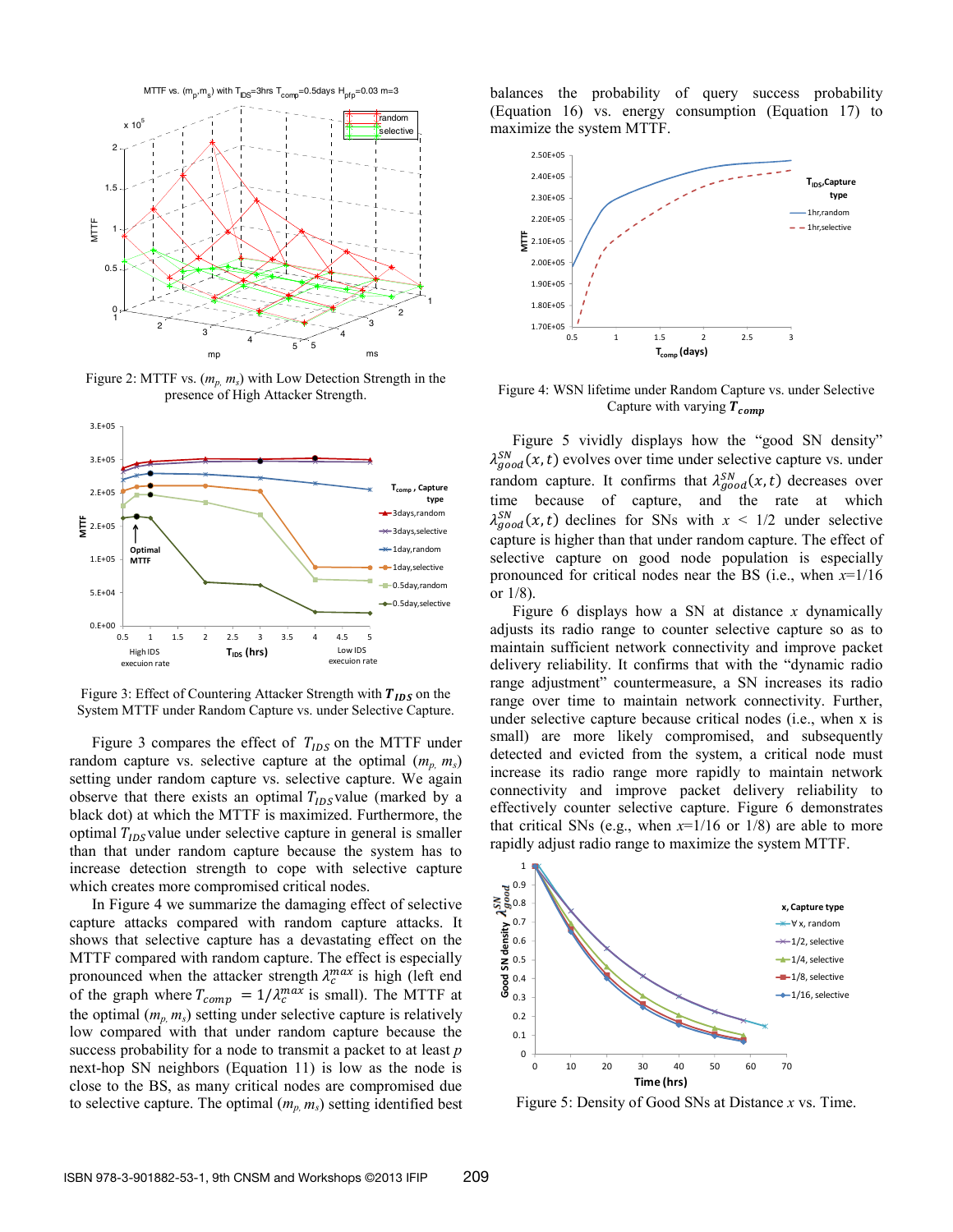Figure 2: MTTF vs. ($m_p$, $m_s$) with Low Detection Strength in the presence of High Attacker Strength.

Figure 3: Effect of Countering Attacker Strength with $T_{IDS}$ on the System MTTF under Random Capture vs. under Selective Capture.

Figure 3 compares the effect of $T_{IDS}$ on the MTTF under random capture vs. selective capture at the optimal ($m_p$, $m_s$) setting under random capture vs. selective capture. We again observe that there exists an optimal $T_{IDS}$ value (marked by a black dot) at which the MTTF is maximized. Furthermore, the optimal $T_{IDS}$ value under selective capture in general is smaller than that under random capture because the system has to increase detection strength to cope with selective capture which creates more compromised critical nodes.

In Figure 4 we summarize the damaging effect of selective capture attacks compared with random capture attacks. It shows that selective capture has a devastating effect on the MTTF compared with random capture. The effect is especially pronounced when the attacker strength $\lambda_c^{max}$ is high (left end of the graph where $T_{comp} = 1/\lambda_c^{max}$ is small). The MTTF at the optimal ($m_p$, $m_s$) setting under selective capture is relatively low compared with that under random capture because the success probability for a node to transmit a packet to at least $p$ next-hop SN neighbors (Equation 11) is low as the node is close to the BS, as many critical nodes are compromised due to selective capture. The optimal ($m_p$, $m_s$) setting identified best balances the probability of query success probability (Equation 16) vs. energy consumption (Equation 17) to maximize the system MTTF.

Figure 4: WSN lifetime under Random Capture vs. under Selective Capture with varying $T_{comp}$

Figure 5 vividly displays how the "good SN density" $\lambda_{good}^{SN}(x,t)$ evolves over time under selective capture vs. under random capture. It confirms that $\lambda_{good}^{SN}(x,t)$ decreases over time because of capture, and the rate at which $\lambda_{good}^{SN}(x,t)$ declines for SNs with $x < 1/2$ under selective capture is higher than that under random capture. The effect of selective capture on good node population is especially pronounced for critical nodes near the BS (i.e., when $x$=1/16 or 1/8).

Figure 6 displays how a SN at distance $x$ dynamically adjusts its radio range to counter selective capture so as to maintain sufficient network connectivity and improve packet delivery reliability. It confirms that with the "dynamic radio range adjustment" countermeasure, a SN increases its radio range over time to maintain network connectivity. Further, under selective capture because critical nodes (i.e., when x is small) are more likely compromised, and subsequently detected and evicted from the system, a critical node must increase its radio range more rapidly to maintain network connectivity and improve packet delivery reliability to effectively counter selective capture. Figure 6 demonstrates that critical SNs (e.g., when $x$=1/16 or 1/8) are able to more rapidly adjust radio range to maximize the system MTTF.

Figure 5: Density of Good SNs at Distance $x$ vs. Time.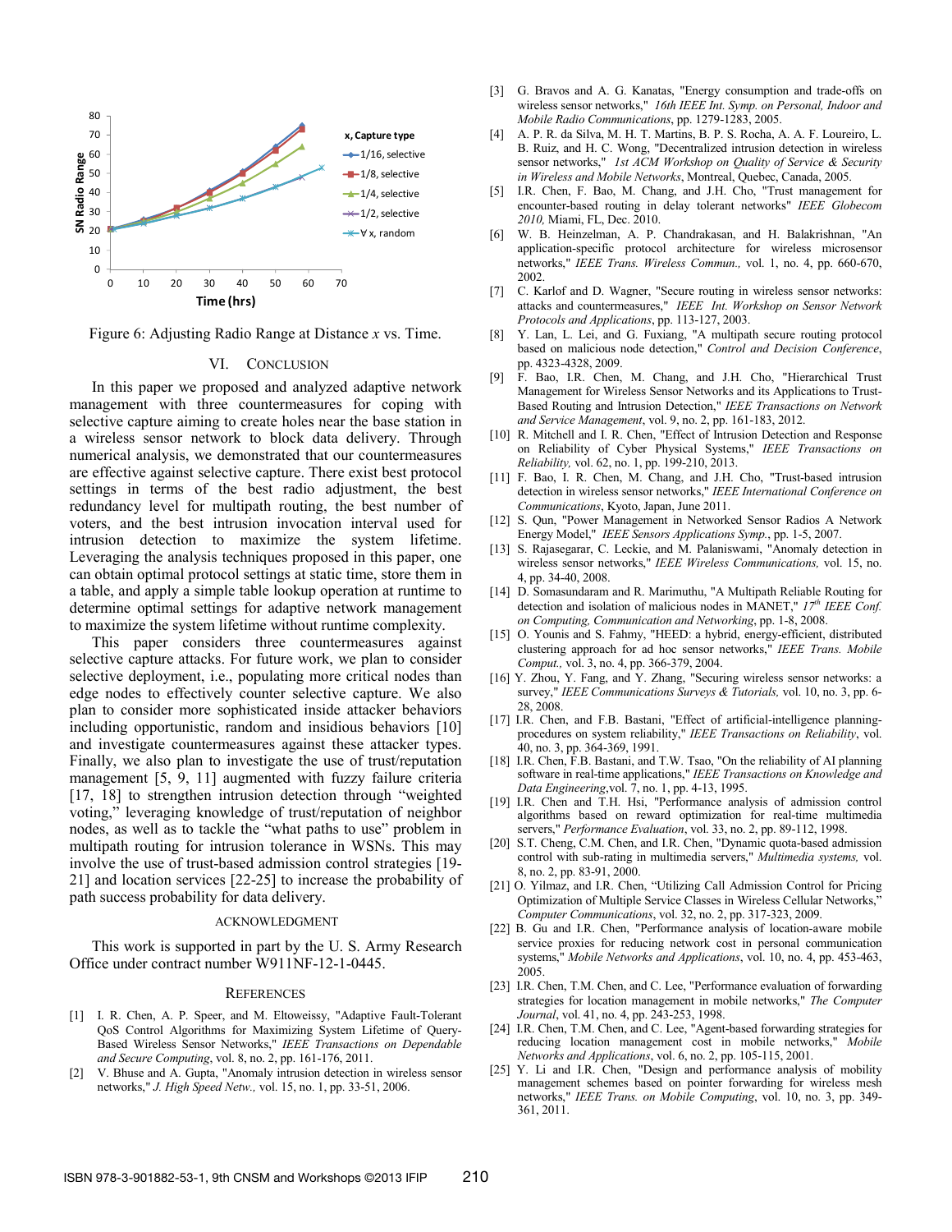SN Radio Range

80
70
60
50
40
30
20
10
0

0 10 20 30 40 50 60 70

Time (hrs)

x, Capture type

1/16, selective

1/8, selective

1/4, selective

1/2, selective

∀ x, random

Figure 6: Adjusting Radio Range at Distance $x$ vs. Time.

## VI. CONCLUSION

In this paper we proposed and analyzed adaptive network management with three countermeasures for coping with selective capture aiming to create holes near the base station in a wireless sensor network to block data delivery. Through numerical analysis, we demonstrated that our countermeasures are effective against selective capture. There exist best protocol settings in terms of the best radio adjustment, the best redundancy level for multipath routing, the best number of voters, and the best intrusion invocation interval used for intrusion detection to maximize the system lifetime. Leveraging the analysis techniques proposed in this paper, one can obtain optimal protocol settings at static time, store them in a table, and apply a simple table lookup operation at runtime to determine optimal settings for adaptive network management to maximize the system lifetime without runtime complexity.

This paper considers three countermeasures against selective capture attacks. For future work, we plan to consider selective deployment, i.e., populating more critical nodes than edge nodes to effectively counter selective capture. We also plan to consider more sophisticated inside attacker behaviors including opportunistic, random and insidious behaviors [10] and investigate countermeasures against these attacker types. Finally, we also plan to investigate the use of trust/reputation management [5, 9, 11] augmented with fuzzy failure criteria [17, 18] to strengthen intrusion detection through "weighted voting," leveraging knowledge of trust/reputation of neighbor nodes, as well as to tackle the "what paths to use" problem in multipath routing for intrusion tolerance in WSNs. This may involve the use of trust-based admission control strategies [19-21] and location services [22-25] to increase the probability of path success probability for data delivery.

## ACKNOWLEDGMENT

This work is supported in part by the U. S. Army Research Office under contract number W911NF-12-1-0445.

## REFERENCES

[1] I. R. Chen, A. P. Speer, and M. Eltoweissy, "Adaptive Fault-Tolerant QoS Control Algorithms for Maximizing System Lifetime of Query-Based Wireless Sensor Networks," *IEEE Transactions on Dependable and Secure Computing*, vol. 8, no. 2, pp. 161-176, 2011.

[2] V. Bhuse and A. Gupta, "Anomaly intrusion detection in wireless sensor networks," *J. High Speed Netw.*, vol. 15, no. 1, pp. 33-51, 2006.

[3] G. Bravos and A. G. Kanatas, "Energy consumption and trade-offs on wireless sensor networks," *16th IEEE Int. Symp. on Personal, Indoor and Mobile Radio Communications*, pp. 1279-1283, 2005.

[4] A. P. R. da Silva, M. H. T. Martins, B. P. S. Rocha, A. A. F. Loureiro, L. B. Ruiz, and H. C. Wong, "Decentralized intrusion detection in wireless sensor networks," *1st ACM Workshop on Quality of Service & Security in Wireless and Mobile Networks*, Montreal, Quebec, Canada, 2005.

[5] I.R. Chen, F. Bao, M. Chang, and J.H. Cho, "Trust management for encounter-based routing in delay tolerant networks" *IEEE Globecom 2010,* Miami, FL, Dec. 2010.

[6] W. B. Heinzelman, A. P. Chandrakasan, and H. Balakrishnan, "An application-specific protocol architecture for wireless microsensor networks," *IEEE Trans. Wireless Commun.*, vol. 1, no. 4, pp. 660-670, 2002.

[7] C. Karlof and D. Wagner, "Secure routing in wireless sensor networks: attacks and countermeasures," *IEEE Int. Workshop on Sensor Network Protocols and Applications*, pp. 113-127, 2003.

[8] Y. Lan, L. Lei, and G. Fuxiang, "A multipath secure routing protocol based on malicious node detection," *Control and Decision Conference*, pp. 4323-4328, 2009.

[9] F. Bao, I.R. Chen, M. Chang, and J.H. Cho, "Hierarchical Trust Management for Wireless Sensor Networks and its Applications to Trust-Based Routing and Intrusion Detection," *IEEE Transactions on Network and Service Management*, vol. 9, no. 2, pp. 161-183, 2012.

[10] R. Mitchell and I. R. Chen, "Effect of Intrusion Detection and Response on Reliability of Cyber Physical Systems," *IEEE Transactions on Reliability*, vol. 62, no. 1, pp. 199-210, 2013.

[11] F. Bao, I. R. Chen, M. Chang, and J.H. Cho, "Trust-based intrusion detection in wireless sensor networks," *IEEE International Conference on Communications*, Kyoto, Japan, June 2011.

[12] S. Qun, "Power Management in Networked Sensor Radios A Network Energy Model," *IEEE Sensors Applications Symp.*, pp. 1-5, 2007.

[13] S. Rajasegarar, C. Leckie, and M. Palaniswami, "Anomaly detection in wireless sensor networks," *IEEE Wireless Communications,* vol. 15, no. 4, pp. 34-40, 2008.

[14] D. Somasundaram and R. Marimuthu, "A Multipath Reliable Routing for detection and isolation of malicious nodes in MANET," *17th IEEE Conf. on Computing, Communication and Networking*, pp. 1-8, 2008.

[15] O. Younis and S. Fahmy, "HEED: a hybrid, energy-efficient, distributed clustering approach for ad hoc sensor networks," *IEEE Trans. Mobile Comput.*, vol. 3, no. 4, pp. 366-379, 2004.

[16] Y. Zhou, Y. Fang, and Y. Zhang, "Securing wireless sensor networks: a survey," *IEEE Communications Surveys & Tutorials,* vol. 10, no. 3, pp. 6-28, 2008.

[17] I.R. Chen, and F.B. Bastani, "Effect of artificial-intelligence planning-procedures on system reliability," *IEEE Transactions on Reliability*, vol. 40, no. 3, pp. 364-369, 1991.

[18] I.R. Chen, F.B. Bastani, and T.W. Tsao, "On the reliability of AI planning software in real-time applications," *IEEE Transactions on Knowledge and Data Engineering*,vol. 7, no. 1, pp. 4-13, 1995.

[19] I.R. Chen and T.H. Hsi, "Performance analysis of admission control algorithms based on reward optimization for real-time multimedia servers," *Performance Evaluation*, vol. 33, no. 2, pp. 89-112, 1998.

[20] S.T. Cheng, C.M. Chen, and I.R. Chen, "Dynamic quota-based admission control with sub-rating in multimedia servers," *Multimedia systems,* vol. 8, no. 2, pp. 83-91, 2000.

[21] O. Yilmaz, and I.R. Chen, "Utilizing Call Admission Control for Pricing Optimization of Multiple Service Classes in Wireless Cellular Networks," *Computer Communications*, vol. 32, no. 2, pp. 317-323, 2009.

[22] B. Gu and I.R. Chen, "Performance analysis of location-aware mobile service proxies for reducing network cost in personal communication systems," *Mobile Networks and Applications*, vol. 10, no. 4, pp. 453-463, 2005.

[23] I.R. Chen, T.M. Chen, and C. Lee, "Performance evaluation of forwarding strategies for location management in mobile networks," *The Computer Journal*, vol. 41, no. 4, pp. 243-253, 1998.

[24] I.R. Chen, T.M. Chen, and C. Lee, "Agent-based forwarding strategies for reducing location management cost in mobile networks," *Mobile Networks and Applications*, vol. 6, no. 2, pp. 105-115, 2001.

[25] Y. Li and I.R. Chen, "Design and performance analysis of mobility management schemes based on pointer forwarding for wireless mesh networks," *IEEE Trans. on Mobile Computing*, vol. 10, no. 3, pp. 349-361, 2011.